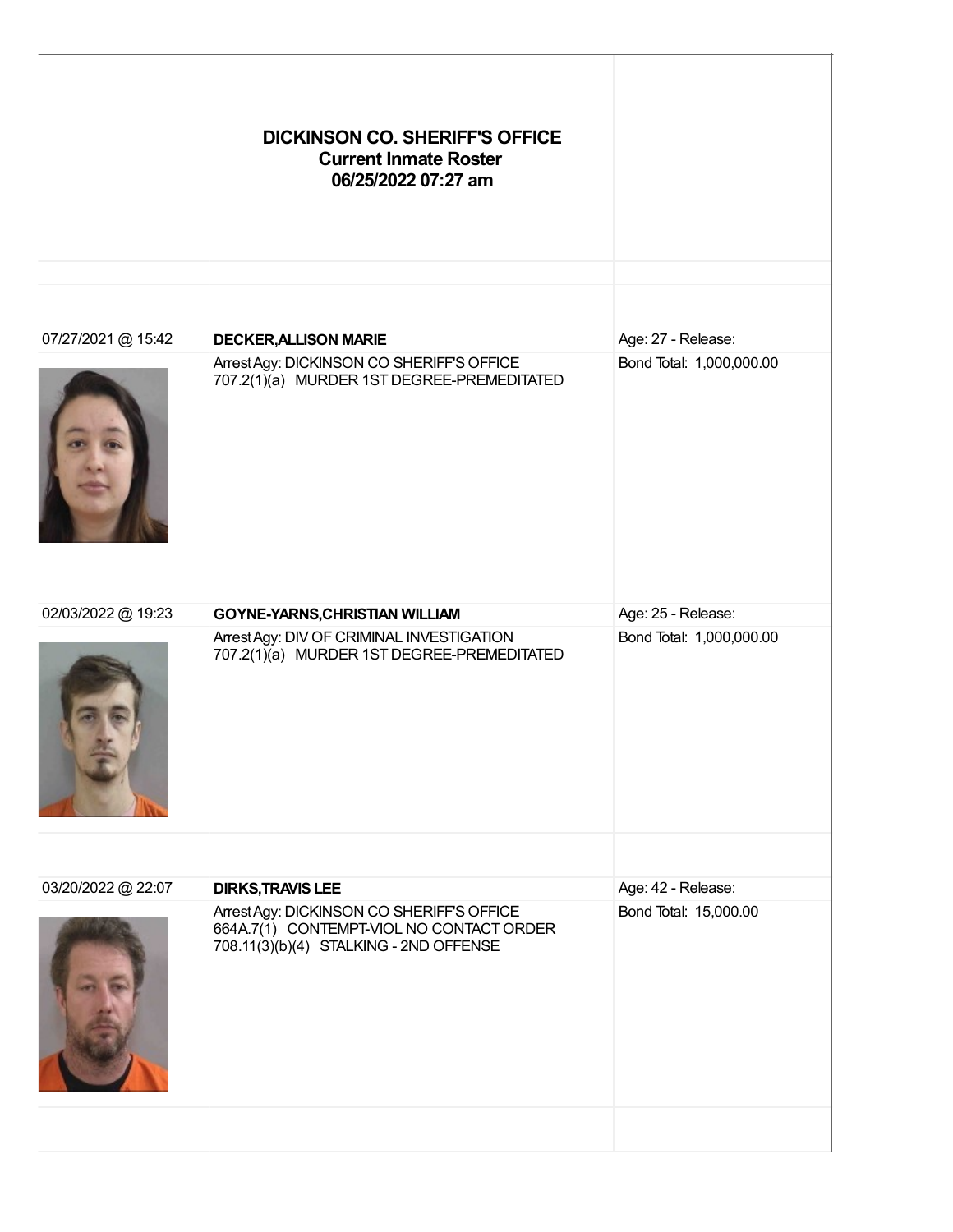# DICKINSON CO. SHERIFF'S OFFICE
## Current Inmate Roster
## 06/25/2022 07:27 am

| | | |
|---|---|---|
| 07/27/2021 @ 15:42 | **DECKER,ALLISON MARIE** | Age: 27 - Release: |
| | Arrest Agy: DICKINSON CO SHERIFF'S OFFICE<br>707.2(1)(a) MURDER 1ST DEGREE-PREMEDITATED | Bond Total: 1,000,000.00 |
| 02/03/2022 @ 19:23 | **GOYNE-YARNS,CHRISTIAN WILLIAM** | Age: 25 - Release: |
| | Arrest Agy: DIV OF CRIMINAL INVESTIGATION<br>707.2(1)(a) MURDER 1ST DEGREE-PREMEDITATED | Bond Total: 1,000,000.00 |
| 03/20/2022 @ 22:07 | **DIRKS,TRAVIS LEE** | Age: 42 - Release: |
| | Arrest Agy: DICKINSON CO SHERIFF'S OFFICE<br>664A.7(1) CONTEMPT-VIOL NO CONTACT ORDER<br>708.11(3)(b)(4) STALKING - 2ND OFFENSE | Bond Total: 15,000.00 |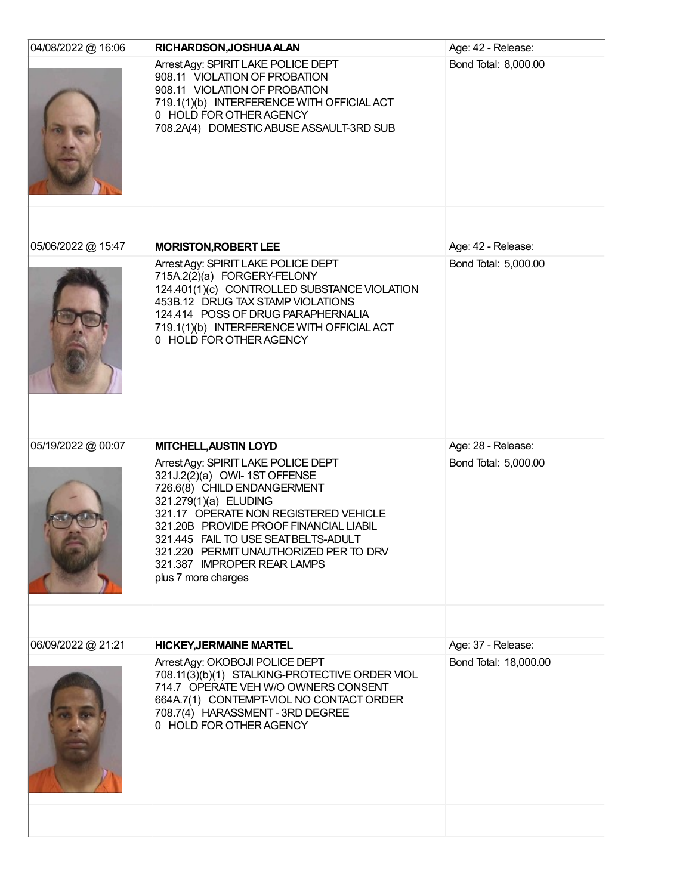| | | |
|---|---|---|
| 04/08/2022 @ 16:06 | **RICHARDSON,JOSHUA ALAN** | Age: 42 - Release: |
| | Arrest Agy: SPIRIT LAKE POLICE DEPT<br>908.11 VIOLATION OF PROBATION<br>908.11 VIOLATION OF PROBATION<br>719.1(1)(b) INTERFERENCE WITH OFFICIAL ACT<br>0 HOLD FOR OTHER AGENCY<br>708.2A(4) DOMESTIC ABUSE ASSAULT-3RD SUB | Bond Total: 8,000.00 |
| 05/06/2022 @ 15:47 | **MORISTON,ROBERT LEE** | Age: 42 - Release: |
| | Arrest Agy: SPIRIT LAKE POLICE DEPT<br>715A.2(2)(a) FORGERY-FELONY<br>124.401(1)(c) CONTROLLED SUBSTANCE VIOLATION<br>453B.12 DRUG TAX STAMP VIOLATIONS<br>124.414 POSS OF DRUG PARAPHERNALIA<br>719.1(1)(b) INTERFERENCE WITH OFFICIAL ACT<br>0 HOLD FOR OTHER AGENCY | Bond Total: 5,000.00 |
| 05/19/2022 @ 00:07 | **MITCHELL,AUSTIN LOYD** | Age: 28 - Release: |
| | Arrest Agy: SPIRIT LAKE POLICE DEPT<br>321J.2(2)(a) OWI- 1ST OFFENSE<br>726.6(8) CHILD ENDANGERMENT<br>321.279(1)(a) ELUDING<br>321.17 OPERATE NON REGISTERED VEHICLE<br>321.20B PROVIDE PROOF FINANCIAL LIABIL<br>321.445 FAIL TO USE SEATBELTS-ADULT<br>321.220 PERMIT UNAUTHORIZED PER TO DRV<br>321.387 IMPROPER REAR LAMPS<br>plus 7 more charges | Bond Total: 5,000.00 |
| 06/09/2022 @ 21:21 | **HICKEY,JERMAINE MARTEL** | Age: 37 - Release: |
| | Arrest Agy: OKOBOJI POLICE DEPT<br>708.11(3)(b)(1) STALKING-PROTECTIVE ORDER VIOL<br>714.7 OPERATE VEH W/O OWNERS CONSENT<br>664A.7(1) CONTEMPT-VIOL NO CONTACT ORDER<br>708.7(4) HARASSMENT - 3RD DEGREE<br>0 HOLD FOR OTHER AGENCY | Bond Total: 18,000.00 |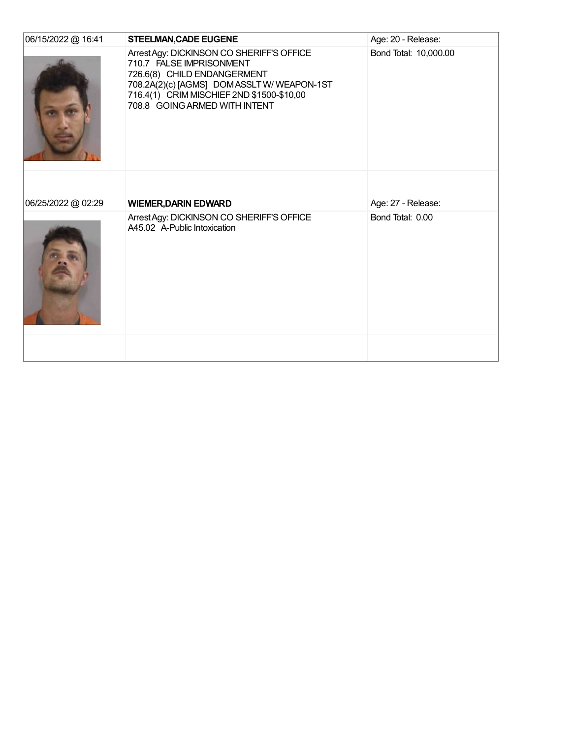| | | |
|---|---|---|
| 06/15/2022 @ 16:41 | **STEELMAN,CADE EUGENE** | Age: 20 - Release: |
| | Arrest Agy: DICKINSON CO SHERIFF'S OFFICE<br>710.7 FALSE IMPRISONMENT<br>726.6(8) CHILD ENDANGERMENT<br>708.2A(2)(c) [AGMS] DOM ASSLT W/ WEAPON-1ST<br>716.4(1) CRIM MISCHIEF 2ND $1500-$10,00<br>708.8 GOING ARMED WITH INTENT | Bond Total: 10,000.00 |
| | | |
| 06/25/2022 @ 02:29 | **WIEMER,DARIN EDWARD** | Age: 27 - Release: |
| | Arrest Agy: DICKINSON CO SHERIFF'S OFFICE<br>A45.02 A-Public Intoxication | Bond Total: 0.00 |
| | | |